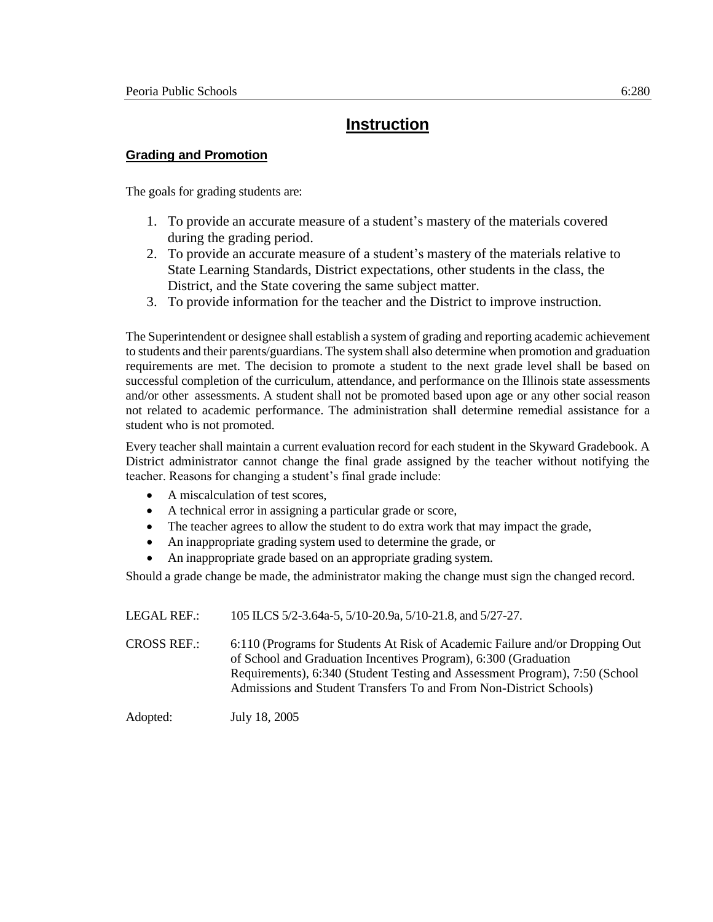# Instruction

## Grading and Promotion

The goals for grading students are:

1. To provide an accurate measure of a student's mastery of the materials covered during the grading period.
2. To provide an accurate measure of a student's mastery of the materials relative to State Learning Standards, District expectations, other students in the class, the District, and the State covering the same subject matter.
3. To provide information for the teacher and the District to improve instruction.

The Superintendent or designee shall establish a system of grading and reporting academic achievement to students and their parents/guardians. The system shall also determine when promotion and graduation requirements are met. The decision to promote a student to the next grade level shall be based on successful completion of the curriculum, attendance, and performance on the Illinois state assessments and/or other assessments. A student shall not be promoted based upon age or any other social reason not related to academic performance. The administration shall determine remedial assistance for a student who is not promoted.

Every teacher shall maintain a current evaluation record for each student in the Skyward Gradebook. A District administrator cannot change the final grade assigned by the teacher without notifying the teacher. Reasons for changing a student's final grade include:

- A miscalculation of test scores,
- A technical error in assigning a particular grade or score,
- The teacher agrees to allow the student to do extra work that may impact the grade,
- An inappropriate grading system used to determine the grade, or
- An inappropriate grade based on an appropriate grading system.

Should a grade change be made, the administrator making the change must sign the changed record.

LEGAL REF.: 105 ILCS 5/2-3.64a-5, 5/10-20.9a, 5/10-21.8, and 5/27-27.

CROSS REF.: 6:110 (Programs for Students At Risk of Academic Failure and/or Dropping Out of School and Graduation Incentives Program), 6:300 (Graduation Requirements), 6:340 (Student Testing and Assessment Program), 7:50 (School Admissions and Student Transfers To and From Non-District Schools)

Adopted: July 18, 2005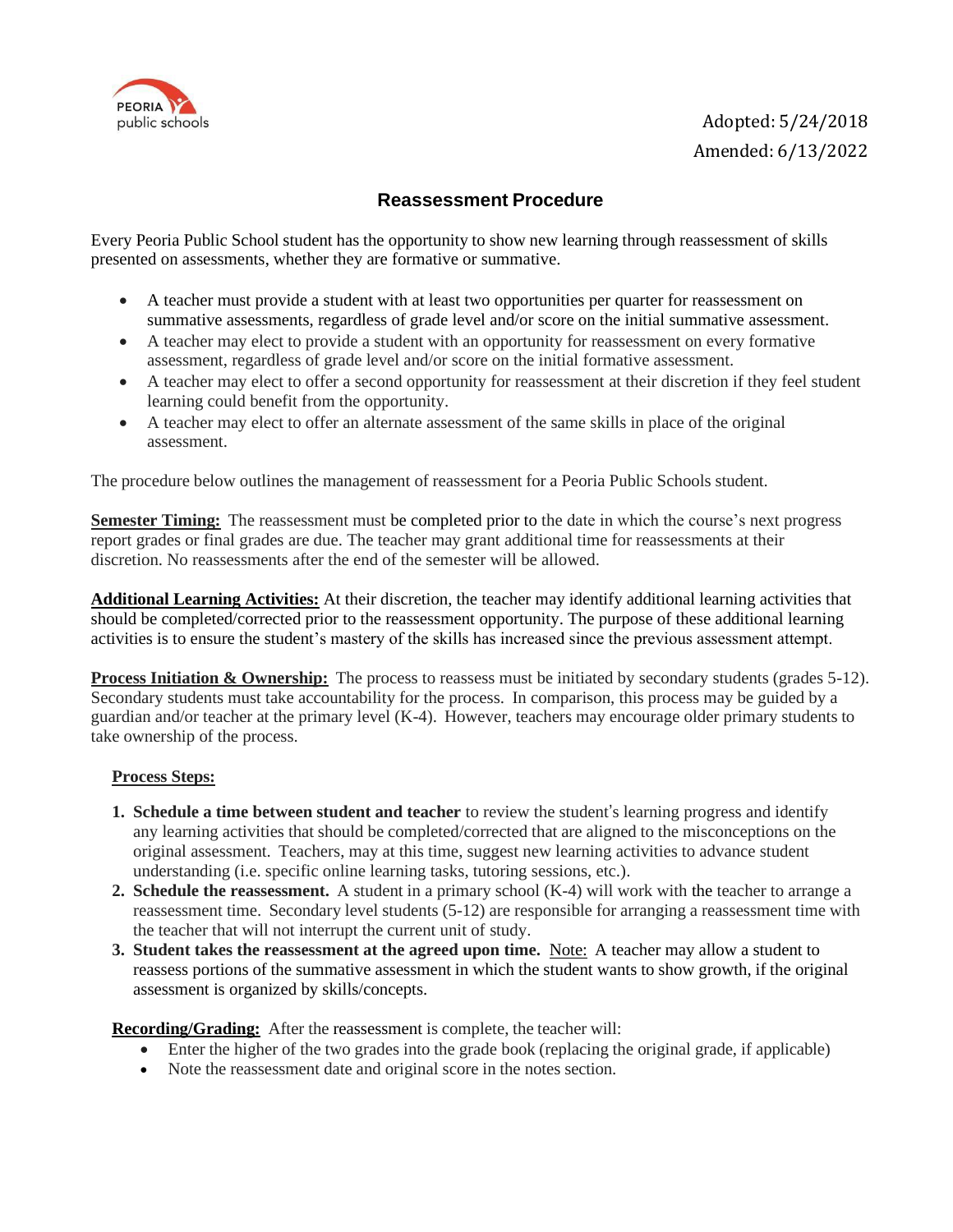Adopted: 5/24/2018
Amended: 6/13/2022

## Reassessment Procedure

Every Peoria Public School student has the opportunity to show new learning through reassessment of skills presented on assessments, whether they are formative or summative.

- A teacher must provide a student with at least two opportunities per quarter for reassessment on summative assessments, regardless of grade level and/or score on the initial summative assessment.
- A teacher may elect to provide a student with an opportunity for reassessment on every formative assessment, regardless of grade level and/or score on the initial formative assessment.
- A teacher may elect to offer a second opportunity for reassessment at their discretion if they feel student learning could benefit from the opportunity.
- A teacher may elect to offer an alternate assessment of the same skills in place of the original assessment.

The procedure below outlines the management of reassessment for a Peoria Public Schools student.

**Semester Timing:** The reassessment must be completed prior to the date in which the course's next progress report grades or final grades are due. The teacher may grant additional time for reassessments at their discretion. No reassessments after the end of the semester will be allowed.

**Additional Learning Activities:** At their discretion, the teacher may identify additional learning activities that should be completed/corrected prior to the reassessment opportunity. The purpose of these additional learning activities is to ensure the student's mastery of the skills has increased since the previous assessment attempt.

**Process Initiation & Ownership:** The process to reassess must be initiated by secondary students (grades 5-12). Secondary students must take accountability for the process. In comparison, this process may be guided by a guardian and/or teacher at the primary level (K-4). However, teachers may encourage older primary students to take ownership of the process.

**Process Steps:**

1. **Schedule a time between student and teacher** to review the student's learning progress and identify any learning activities that should be completed/corrected that are aligned to the misconceptions on the original assessment. Teachers, may at this time, suggest new learning activities to advance student understanding (i.e. specific online learning tasks, tutoring sessions, etc.).
2. **Schedule the reassessment.** A student in a primary school (K-4) will work with the teacher to arrange a reassessment time. Secondary level students (5-12) are responsible for arranging a reassessment time with the teacher that will not interrupt the current unit of study.
3. **Student takes the reassessment at the agreed upon time.** Note: A teacher may allow a student to reassess portions of the summative assessment in which the student wants to show growth, if the original assessment is organized by skills/concepts.

**Recording/Grading:** After the reassessment is complete, the teacher will:

- Enter the higher of the two grades into the grade book (replacing the original grade, if applicable)
- Note the reassessment date and original score in the notes section.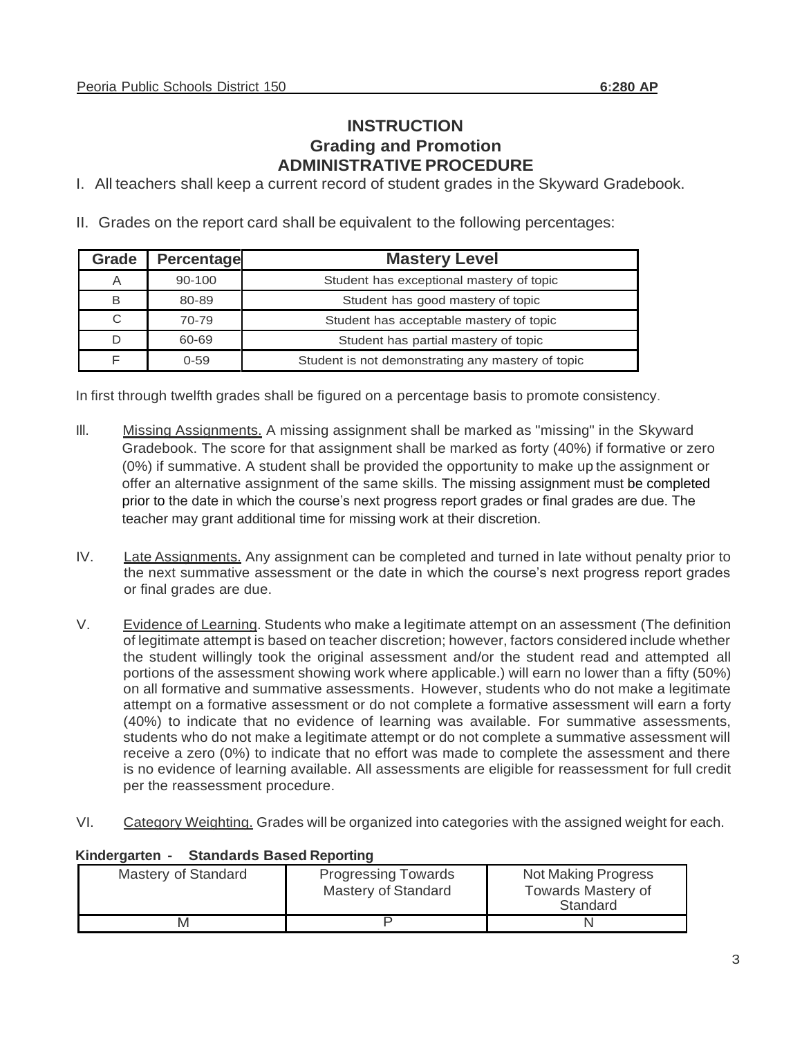# INSTRUCTION
## Grading and Promotion
## ADMINISTRATIVE PROCEDURE

I. All teachers shall keep a current record of student grades in the Skyward Gradebook.

II. Grades on the report card shall be equivalent to the following percentages:

| Grade | Percentage | Mastery Level |
|---|---|---|
| A | 90-100 | Student has exceptional mastery of topic |
| B | 80-89 | Student has good mastery of topic |
| C | 70-79 | Student has acceptable mastery of topic |
| D | 60-69 | Student has partial mastery of topic |
| F | 0-59 | Student is not demonstrating any mastery of topic |

In first through twelfth grades shall be figured on a percentage basis to promote consistency.

III. Missing Assignments. A missing assignment shall be marked as "missing" in the Skyward Gradebook. The score for that assignment shall be marked as forty (40%) if formative or zero (0%) if summative. A student shall be provided the opportunity to make up the assignment or offer an alternative assignment of the same skills. The missing assignment must be completed prior to the date in which the course's next progress report grades or final grades are due. The teacher may grant additional time for missing work at their discretion.

IV. Late Assignments. Any assignment can be completed and turned in late without penalty prior to the next summative assessment or the date in which the course's next progress report grades or final grades are due.

V. Evidence of Learning. Students who make a legitimate attempt on an assessment (The definition of legitimate attempt is based on teacher discretion; however, factors considered include whether the student willingly took the original assessment and/or the student read and attempted all portions of the assessment showing work where applicable.) will earn no lower than a fifty (50%) on all formative and summative assessments. However, students who do not make a legitimate attempt on a formative assessment or do not complete a formative assessment will earn a forty (40%) to indicate that no evidence of learning was available. For summative assessments, students who do not make a legitimate attempt or do not complete a summative assessment will receive a zero (0%) to indicate that no effort was made to complete the assessment and there is no evidence of learning available. All assessments are eligible for reassessment for full credit per the reassessment procedure.

VI. Category Weighting. Grades will be organized into categories with the assigned weight for each.

**Kindergarten - Standards Based Reporting**

| Mastery of Standard | Progressing Towards Mastery of Standard | Not Making Progress Towards Mastery of Standard |
|---|---|---|
| M | P | N |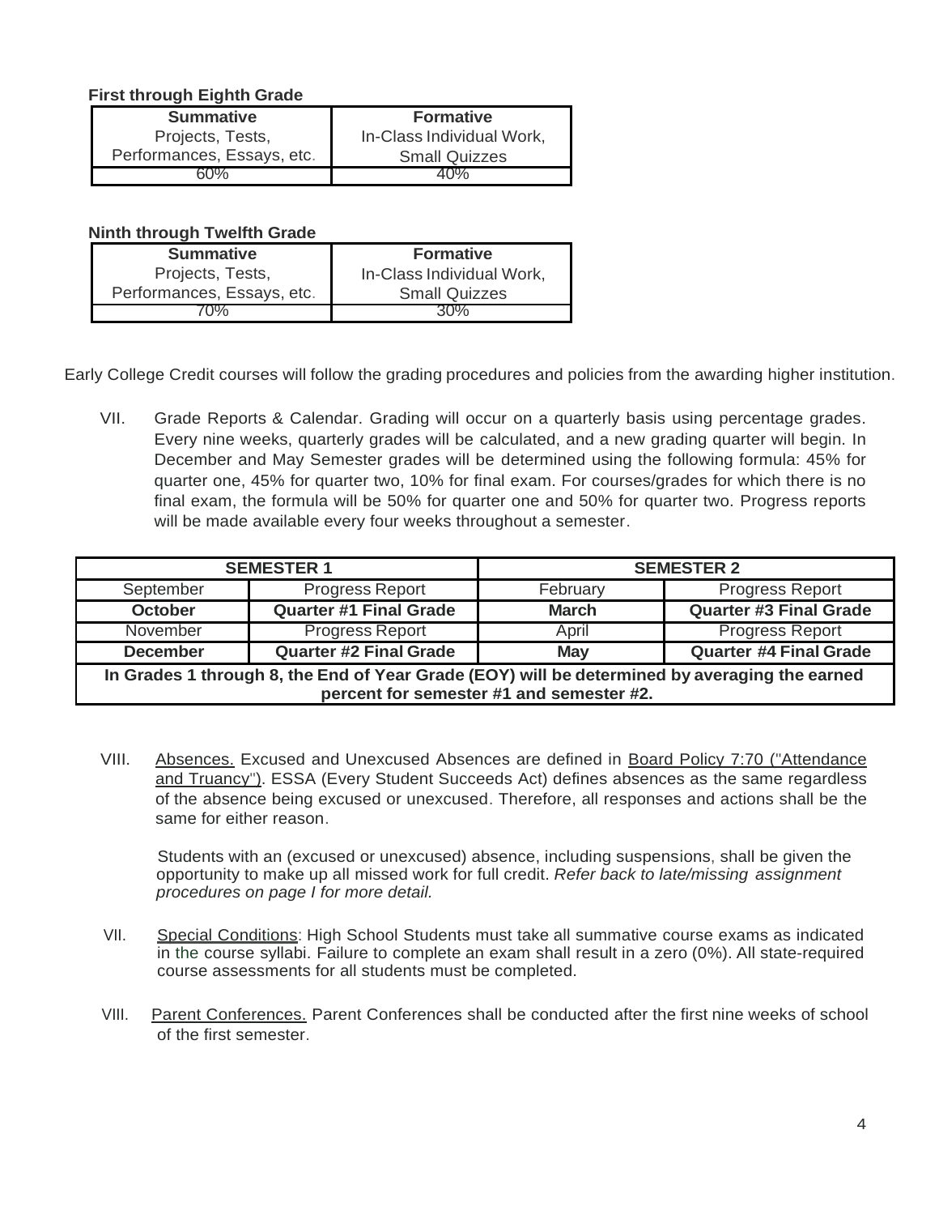**First through Eighth Grade**

| Summative | Formative |
|---|---|
| Projects, Tests, Performances, Essays, etc. | In-Class Individual Work, Small Quizzes |
| 60% | 40% |

**Ninth through Twelfth Grade**

| Summative | Formative |
|---|---|
| Projects, Tests, Performances, Essays, etc. | In-Class Individual Work, Small Quizzes |
| 70% | 30% |

Early College Credit courses will follow the grading procedures and policies from the awarding higher institution.

VII. Grade Reports & Calendar. Grading will occur on a quarterly basis using percentage grades. Every nine weeks, quarterly grades will be calculated, and a new grading quarter will begin. In December and May Semester grades will be determined using the following formula: 45% for quarter one, 45% for quarter two, 10% for final exam. For courses/grades for which there is no final exam, the formula will be 50% for quarter one and 50% for quarter two. Progress reports will be made available every four weeks throughout a semester.

| SEMESTER 1 | | SEMESTER 2 | |
|---|---|---|---|
| September | Progress Report | February | Progress Report |
| **October** | **Quarter #1 Final Grade** | **March** | **Quarter #3 Final Grade** |
| November | Progress Report | April | Progress Report |
| **December** | **Quarter #2 Final Grade** | **May** | **Quarter #4 Final Grade** |
| **In Grades 1 through 8, the End of Year Grade (EOY) will be determined by averaging the earned percent for semester #1 and semester #2.** | | | |

VIII. Absences. Excused and Unexcused Absences are defined in Board Policy 7:70 ("Attendance and Truancy"). ESSA (Every Student Succeeds Act) defines absences as the same regardless of the absence being excused or unexcused. Therefore, all responses and actions shall be the same for either reason.

Students with an (excused or unexcused) absence, including suspensions, shall be given the opportunity to make up all missed work for full credit. *Refer back to late/missing assignment procedures on page I for more detail.*

VII. Special Conditions: High School Students must take all summative course exams as indicated in the course syllabi. Failure to complete an exam shall result in a zero (0%). All state-required course assessments for all students must be completed.

VIII. Parent Conferences. Parent Conferences shall be conducted after the first nine weeks of school of the first semester.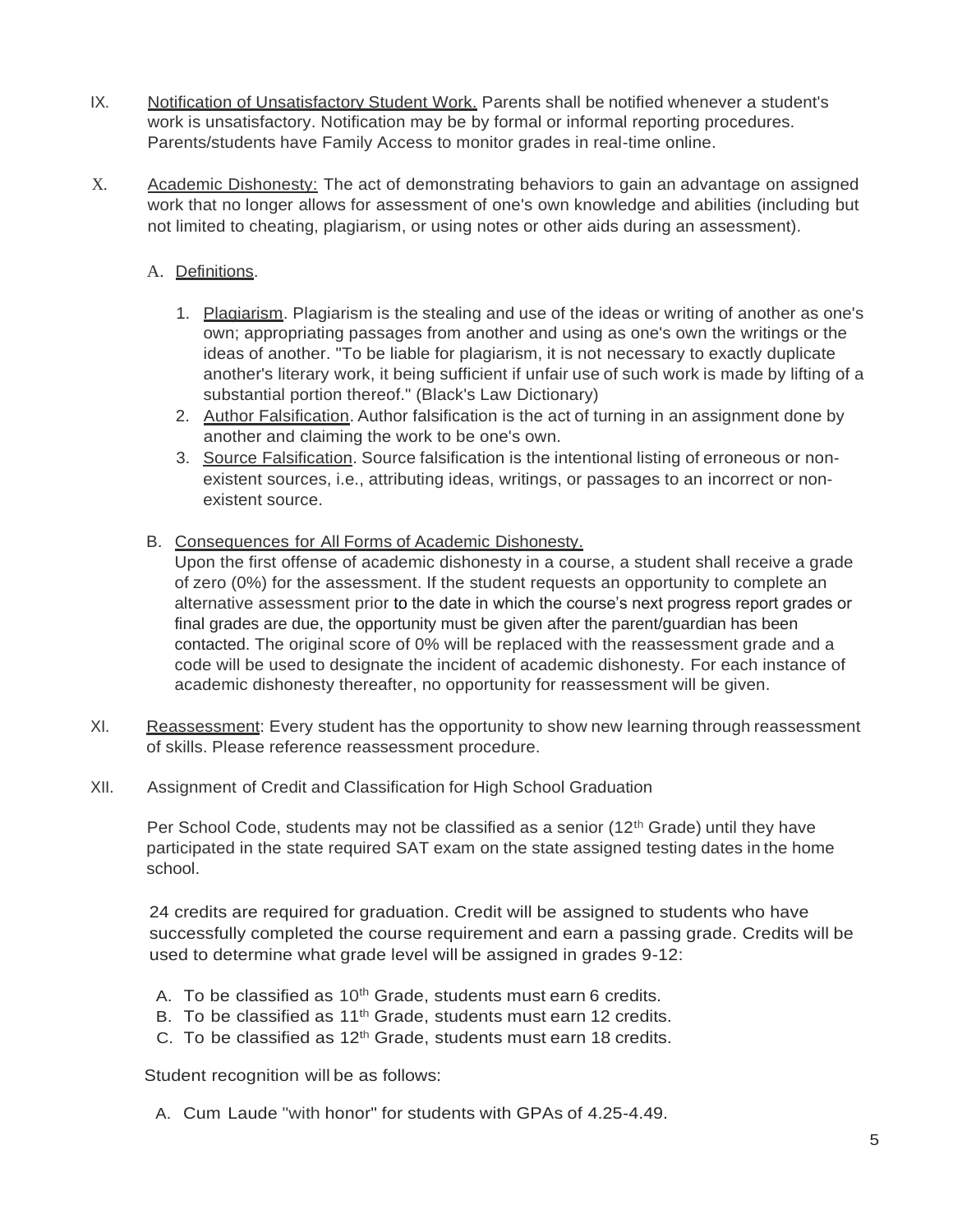IX. Notification of Unsatisfactory Student Work. Parents shall be notified whenever a student's work is unsatisfactory. Notification may be by formal or informal reporting procedures. Parents/students have Family Access to monitor grades in real-time online.

X. Academic Dishonesty: The act of demonstrating behaviors to gain an advantage on assigned work that no longer allows for assessment of one's own knowledge and abilities (including but not limited to cheating, plagiarism, or using notes or other aids during an assessment).

A. Definitions.

1. Plagiarism. Plagiarism is the stealing and use of the ideas or writing of another as one's own; appropriating passages from another and using as one's own the writings or the ideas of another. "To be liable for plagiarism, it is not necessary to exactly duplicate another's literary work, it being sufficient if unfair use of such work is made by lifting of a substantial portion thereof." (Black's Law Dictionary)
2. Author Falsification. Author falsification is the act of turning in an assignment done by another and claiming the work to be one's own.
3. Source Falsification. Source falsification is the intentional listing of erroneous or non-existent sources, i.e., attributing ideas, writings, or passages to an incorrect or non-existent source.

B. Consequences for All Forms of Academic Dishonesty.
Upon the first offense of academic dishonesty in a course, a student shall receive a grade of zero (0%) for the assessment. If the student requests an opportunity to complete an alternative assessment prior to the date in which the course's next progress report grades or final grades are due, the opportunity must be given after the parent/guardian has been contacted. The original score of 0% will be replaced with the reassessment grade and a code will be used to designate the incident of academic dishonesty. For each instance of academic dishonesty thereafter, no opportunity for reassessment will be given.

XI. Reassessment: Every student has the opportunity to show new learning through reassessment of skills. Please reference reassessment procedure.

XII. Assignment of Credit and Classification for High School Graduation

Per School Code, students may not be classified as a senior (12th Grade) until they have participated in the state required SAT exam on the state assigned testing dates in the home school.

24 credits are required for graduation. Credit will be assigned to students who have successfully completed the course requirement and earn a passing grade. Credits will be used to determine what grade level will be assigned in grades 9-12:

A. To be classified as 10th Grade, students must earn 6 credits.
B. To be classified as 11th Grade, students must earn 12 credits.
C. To be classified as 12th Grade, students must earn 18 credits.

Student recognition will be as follows:

A. Cum Laude "with honor" for students with GPAs of 4.25-4.49.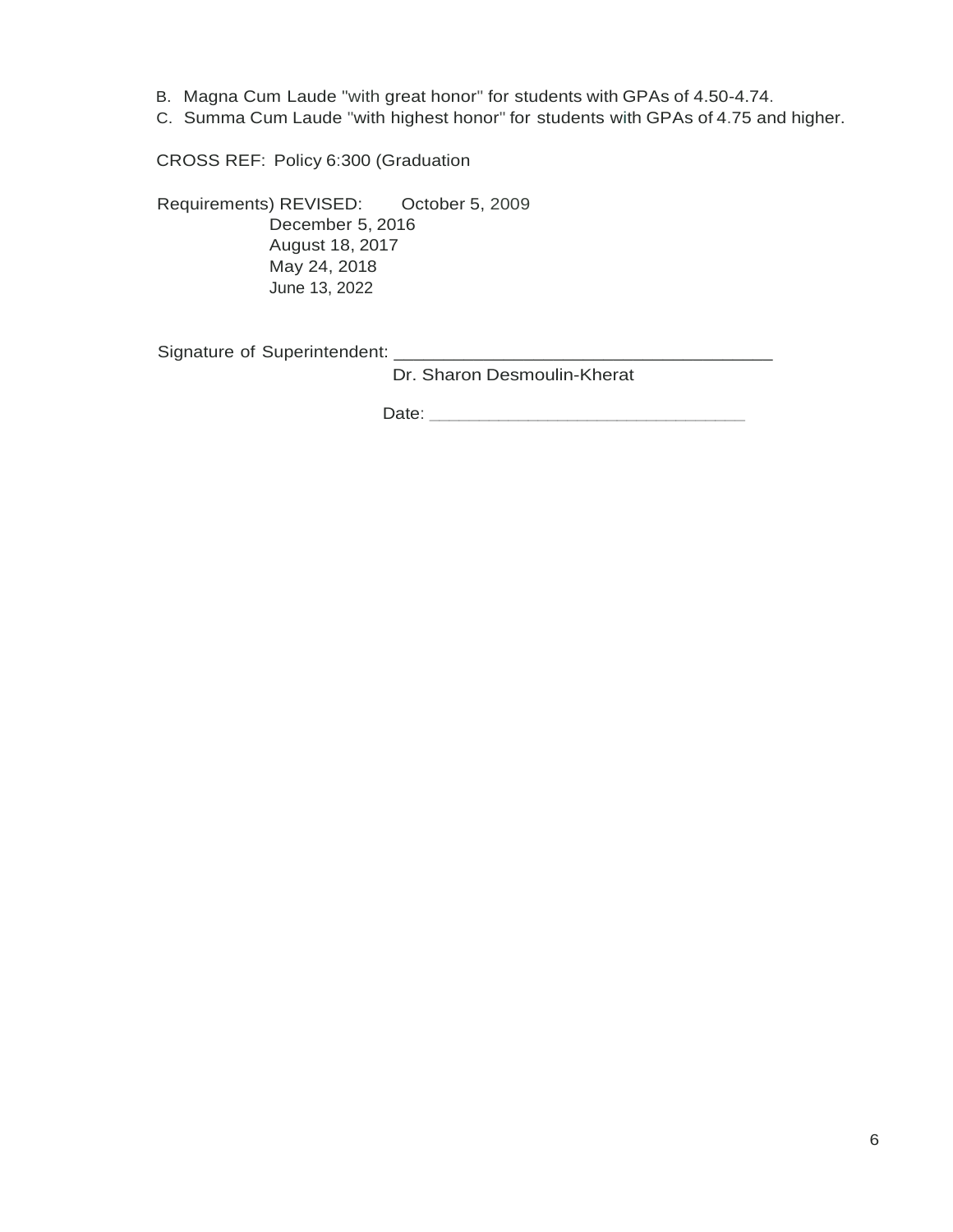B. Magna Cum Laude "with great honor" for students with GPAs of 4.50-4.74.

C. Summa Cum Laude "with highest honor" for students with GPAs of 4.75 and higher.

CROSS REF: Policy 6:300 (Graduation

Requirements) REVISED: October 5, 2009
December 5, 2016
August 18, 2017
May 24, 2018
June 13, 2022

Signature of Superintendent: ______________________________________
Dr. Sharon Desmoulin-Kherat

Date: ________________________________